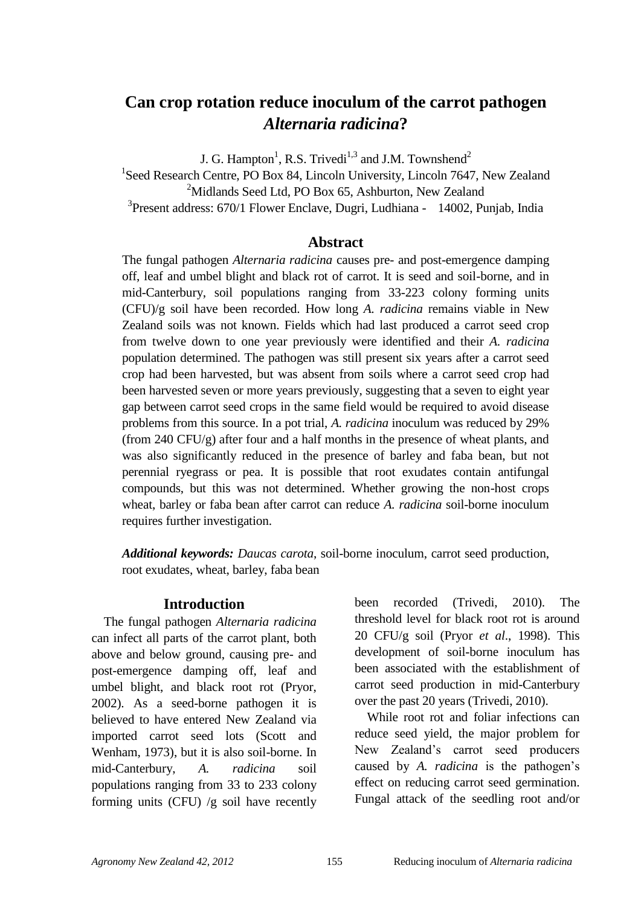# Can crop rotation reduce inoculum of the carrot pathogen *Alternaria radicina*?

J. G. Hampton[1], R.S. Trivedi[1,3] and J.M. Townshend[2]

[1]Seed Research Centre, PO Box 84, Lincoln University, Lincoln 7647, New Zealand
[2]Midlands Seed Ltd, PO Box 65, Ashburton, New Zealand
[3]Present address: 670/1 Flower Enclave, Dugri, Ludhiana - 14002, Punjab, India

## Abstract

The fungal pathogen *Alternaria radicina* causes pre- and post-emergence damping off, leaf and umbel blight and black rot of carrot. It is seed and soil-borne, and in mid-Canterbury, soil populations ranging from 33-223 colony forming units (CFU)/g soil have been recorded. How long *A. radicina* remains viable in New Zealand soils was not known. Fields which had last produced a carrot seed crop from twelve down to one year previously were identified and their *A. radicina* population determined. The pathogen was still present six years after a carrot seed crop had been harvested, but was absent from soils where a carrot seed crop had been harvested seven or more years previously, suggesting that a seven to eight year gap between carrot seed crops in the same field would be required to avoid disease problems from this source. In a pot trial, *A. radicina* inoculum was reduced by 29% (from 240 CFU/g) after four and a half months in the presence of wheat plants, and was also significantly reduced in the presence of barley and faba bean, but not perennial ryegrass or pea. It is possible that root exudates contain antifungal compounds, but this was not determined. Whether growing the non-host crops wheat, barley or faba bean after carrot can reduce *A. radicina* soil-borne inoculum requires further investigation.

***Additional keywords:*** *Daucas carota*, soil-borne inoculum, carrot seed production, root exudates, wheat, barley, faba bean

## Introduction

The fungal pathogen *Alternaria radicina* can infect all parts of the carrot plant, both above and below ground, causing pre- and post-emergence damping off, leaf and umbel blight, and black root rot (Pryor, 2002). As a seed-borne pathogen it is believed to have entered New Zealand via imported carrot seed lots (Scott and Wenham, 1973), but it is also soil-borne. In mid-Canterbury, *A. radicina* soil populations ranging from 33 to 233 colony forming units (CFU) /g soil have recently been recorded (Trivedi, 2010). The threshold level for black root rot is around 20 CFU/g soil (Pryor *et al*., 1998). This development of soil-borne inoculum has been associated with the establishment of carrot seed production in mid-Canterbury over the past 20 years (Trivedi, 2010).

While root rot and foliar infections can reduce seed yield, the major problem for New Zealand's carrot seed producers caused by *A. radicina* is the pathogen's effect on reducing carrot seed germination. Fungal attack of the seedling root and/or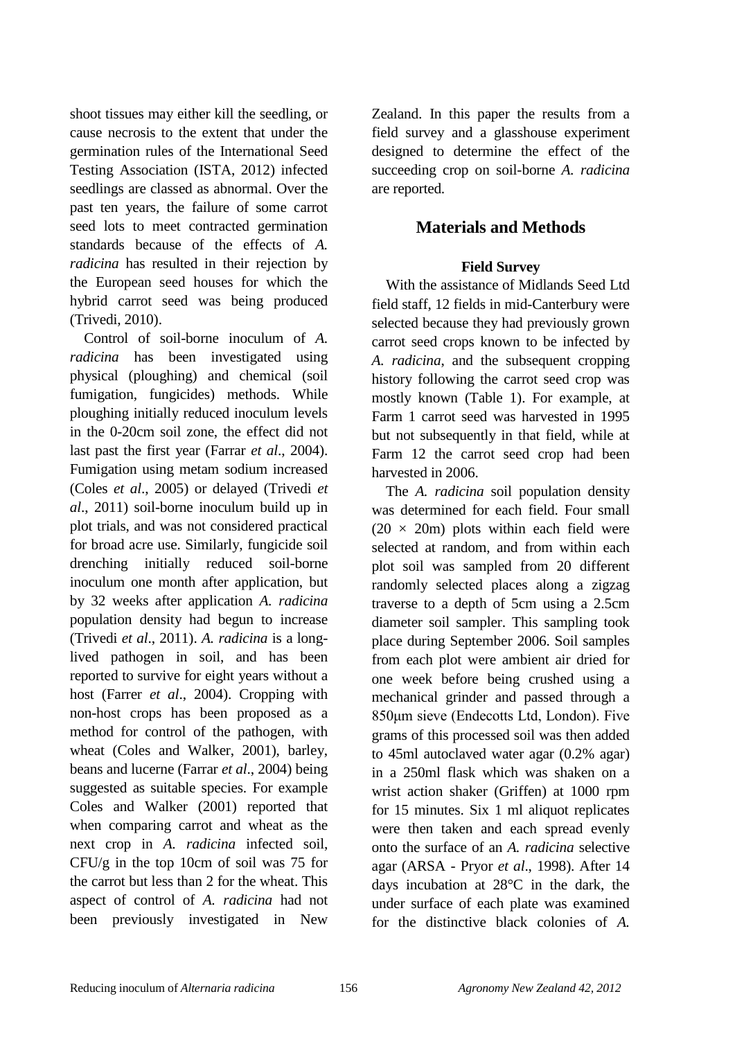shoot tissues may either kill the seedling, or cause necrosis to the extent that under the germination rules of the International Seed Testing Association (ISTA, 2012) infected seedlings are classed as abnormal. Over the past ten years, the failure of some carrot seed lots to meet contracted germination standards because of the effects of *A. radicina* has resulted in their rejection by the European seed houses for which the hybrid carrot seed was being produced (Trivedi, 2010).

Control of soil-borne inoculum of *A. radicina* has been investigated using physical (ploughing) and chemical (soil fumigation, fungicides) methods. While ploughing initially reduced inoculum levels in the 0-20cm soil zone, the effect did not last past the first year (Farrar *et al*., 2004). Fumigation using metam sodium increased (Coles *et al*., 2005) or delayed (Trivedi *et al*., 2011) soil-borne inoculum build up in plot trials, and was not considered practical for broad acre use. Similarly, fungicide soil drenching initially reduced soil-borne inoculum one month after application, but by 32 weeks after application *A. radicina* population density had begun to increase (Trivedi *et al*., 2011). *A. radicina* is a long-lived pathogen in soil, and has been reported to survive for eight years without a host (Farrer *et al*., 2004). Cropping with non-host crops has been proposed as a method for control of the pathogen, with wheat (Coles and Walker, 2001), barley, beans and lucerne (Farrar *et al*., 2004) being suggested as suitable species. For example Coles and Walker (2001) reported that when comparing carrot and wheat as the next crop in *A. radicina* infected soil, CFU/g in the top 10cm of soil was 75 for the carrot but less than 2 for the wheat. This aspect of control of *A. radicina* had not been previously investigated in New Zealand. In this paper the results from a field survey and a glasshouse experiment designed to determine the effect of the succeeding crop on soil-borne *A. radicina* are reported.

## Materials and Methods

### Field Survey

With the assistance of Midlands Seed Ltd field staff, 12 fields in mid-Canterbury were selected because they had previously grown carrot seed crops known to be infected by *A. radicina*, and the subsequent cropping history following the carrot seed crop was mostly known (Table 1). For example, at Farm 1 carrot seed was harvested in 1995 but not subsequently in that field, while at Farm 12 the carrot seed crop had been harvested in 2006.

The *A. radicina* soil population density was determined for each field. Four small ($20 \times 20$m) plots within each field were selected at random, and from within each plot soil was sampled from 20 different randomly selected places along a zigzag traverse to a depth of 5cm using a 2.5cm diameter soil sampler. This sampling took place during September 2006. Soil samples from each plot were ambient air dried for one week before being crushed using a mechanical grinder and passed through a 850μm sieve (Endecotts Ltd, London). Five grams of this processed soil was then added to 45ml autoclaved water agar (0.2% agar) in a 250ml flask which was shaken on a wrist action shaker (Griffen) at 1000 rpm for 15 minutes. Six 1 ml aliquot replicates were then taken and each spread evenly onto the surface of an *A. radicina* selective agar (ARSA - Pryor *et al*., 1998). After 14 days incubation at 28°C in the dark, the under surface of each plate was examined for the distinctive black colonies of *A.*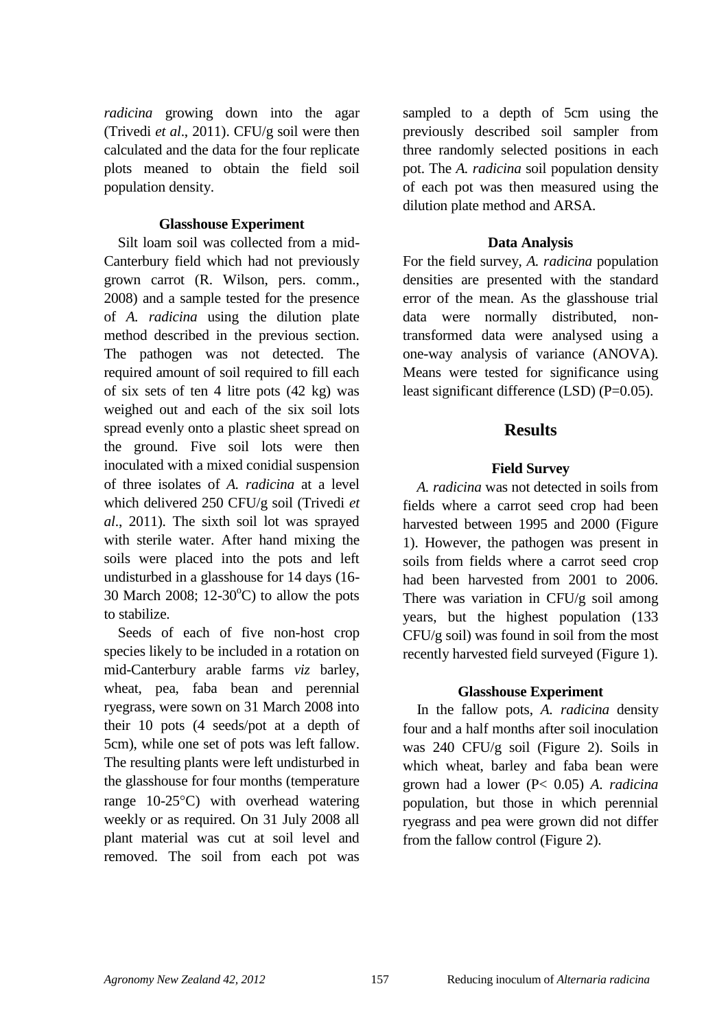*radicina* growing down into the agar (Trivedi *et al*., 2011). CFU/g soil were then calculated and the data for the four replicate plots meaned to obtain the field soil population density.

### Glasshouse Experiment

Silt loam soil was collected from a mid-Canterbury field which had not previously grown carrot (R. Wilson, pers. comm., 2008) and a sample tested for the presence of *A. radicina* using the dilution plate method described in the previous section. The pathogen was not detected. The required amount of soil required to fill each of six sets of ten 4 litre pots (42 kg) was weighed out and each of the six soil lots spread evenly onto a plastic sheet spread on the ground. Five soil lots were then inoculated with a mixed conidial suspension of three isolates of *A. radicina* at a level which delivered 250 CFU/g soil (Trivedi *et al*., 2011). The sixth soil lot was sprayed with sterile water. After hand mixing the soils were placed into the pots and left undisturbed in a glasshouse for 14 days (16-30 March 2008; 12-30$^{o}$C) to allow the pots to stabilize.

Seeds of each of five non-host crop species likely to be included in a rotation on mid-Canterbury arable farms *viz* barley, wheat, pea, faba bean and perennial ryegrass, were sown on 31 March 2008 into their 10 pots (4 seeds/pot at a depth of 5cm), while one set of pots was left fallow. The resulting plants were left undisturbed in the glasshouse for four months (temperature range 10-25°C) with overhead watering weekly or as required. On 31 July 2008 all plant material was cut at soil level and removed. The soil from each pot was sampled to a depth of 5cm using the previously described soil sampler from three randomly selected positions in each pot. The *A. radicina* soil population density of each pot was then measured using the dilution plate method and ARSA.

### Data Analysis

For the field survey, *A. radicina* population densities are presented with the standard error of the mean. As the glasshouse trial data were normally distributed, non-transformed data were analysed using a one-way analysis of variance (ANOVA). Means were tested for significance using least significant difference (LSD) (P=0.05).

## Results

### Field Survey

*A. radicina* was not detected in soils from fields where a carrot seed crop had been harvested between 1995 and 2000 (Figure 1). However, the pathogen was present in soils from fields where a carrot seed crop had been harvested from 2001 to 2006. There was variation in CFU/g soil among years, but the highest population (133 CFU/g soil) was found in soil from the most recently harvested field surveyed (Figure 1).

### Glasshouse Experiment

In the fallow pots, *A. radicina* density four and a half months after soil inoculation was 240 CFU/g soil (Figure 2). Soils in which wheat, barley and faba bean were grown had a lower ($P < 0.05$) *A. radicina* population, but those in which perennial ryegrass and pea were grown did not differ from the fallow control (Figure 2).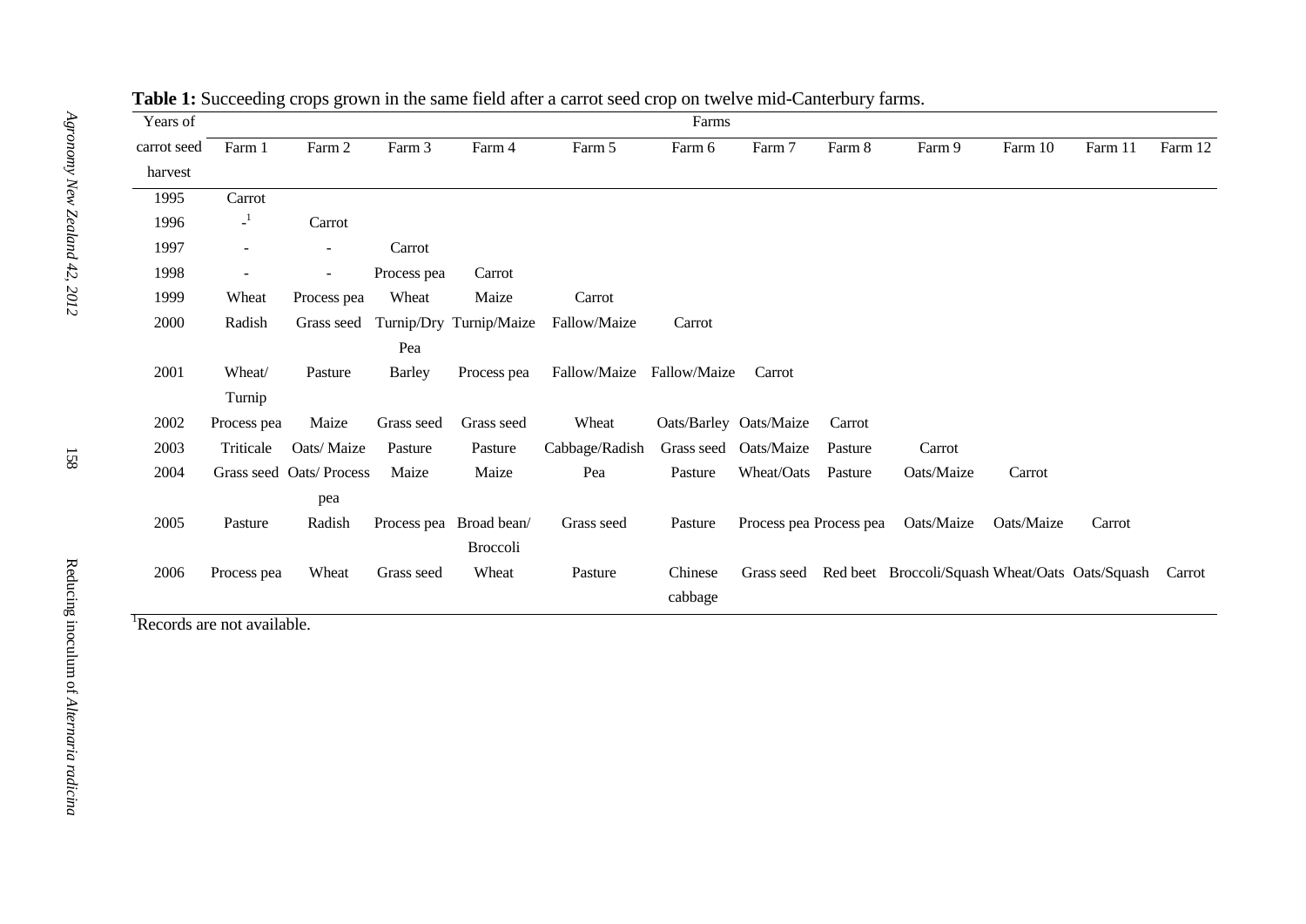**Table 1:** Succeeding crops grown in the same field after a carrot seed crop on twelve mid-Canterbury farms.

| Years of carrot seed harvest | Farms | | | | | | | | | | | |
|---|---|---|---|---|---|---|---|---|---|---|---|---|
| | Farm 1 | Farm 2 | Farm 3 | Farm 4 | Farm 5 | Farm 6 | Farm 7 | Farm 8 | Farm 9 | Farm 10 | Farm 11 | Farm 12 |
| 1995 | Carrot | | | | | | | | | | | |
| 1996 | -[1] | Carrot | | | | | | | | | | |
| 1997 | - | - | Carrot | | | | | | | | | |
| 1998 | - | - | Process pea | Carrot | | | | | | | | |
| 1999 | Wheat | Process pea | Wheat | Maize | Carrot | | | | | | | |
| 2000 | Radish | Grass seed | Turnip/Dry Pea | Turnip/Maize | Fallow/Maize | Carrot | | | | | | |
| 2001 | Wheat/ Turnip | Pasture | Barley | Process pea | Fallow/Maize | Fallow/Maize | Carrot | | | | | |
| 2002 | Process pea | Maize | Grass seed | Grass seed | Wheat | Oats/Barley | Oats/Maize | Carrot | | | | |
| 2003 | Triticale | Oats/ Maize | Pasture | Pasture | Cabbage/Radish | Grass seed | Oats/Maize | Pasture | Carrot | | | |
| 2004 | Grass seed | Oats/ Process pea | Maize | Maize | Pea | Pasture | Wheat/Oats | Pasture | Oats/Maize | Carrot | | |
| 2005 | Pasture | Radish | Process pea | Broad bean/ Broccoli | Grass seed | Pasture | Process pea | Process pea | Oats/Maize | Oats/Maize | Carrot | |
| 2006 | Process pea | Wheat | Grass seed | Wheat | Pasture | Chinese cabbage | Grass seed | Red beet | Broccoli/Squash | Wheat/Oats | Oats/Squash | Carrot |

[1]Records are not available.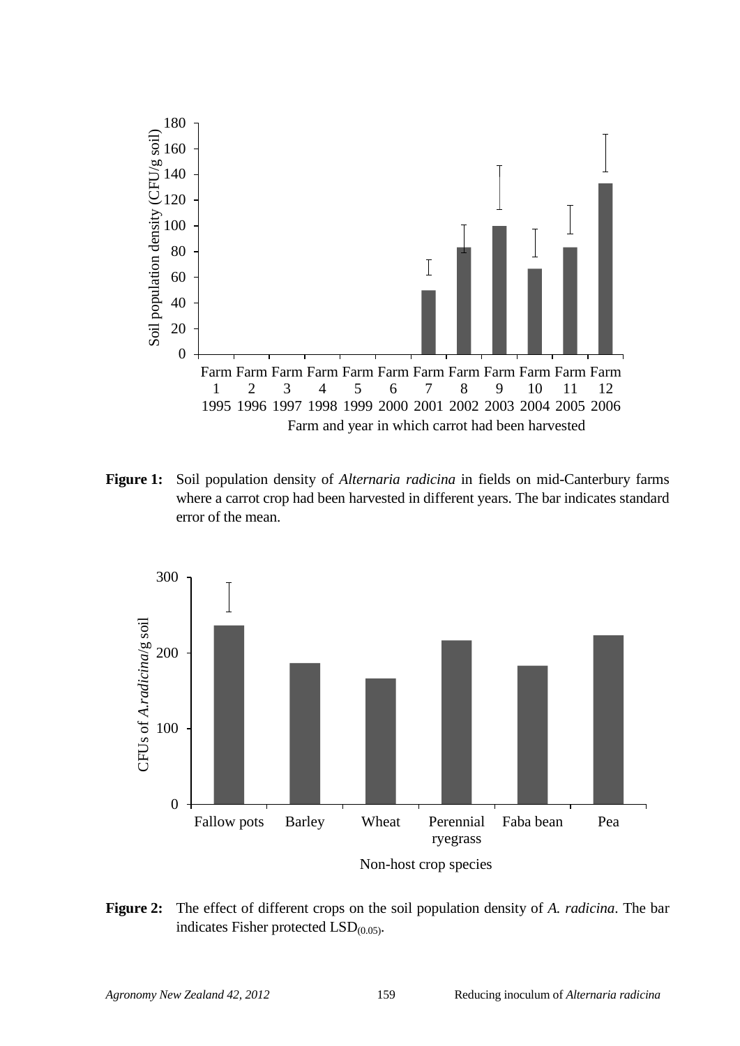**Figure 1:** Soil population density of *Alternaria radicina* in fields on mid-Canterbury farms where a carrot crop had been harvested in different years. The bar indicates standard error of the mean.

**Figure 2:** The effect of different crops on the soil population density of *A. radicina*. The bar indicates Fisher protected $LSD_{(0.05)}$.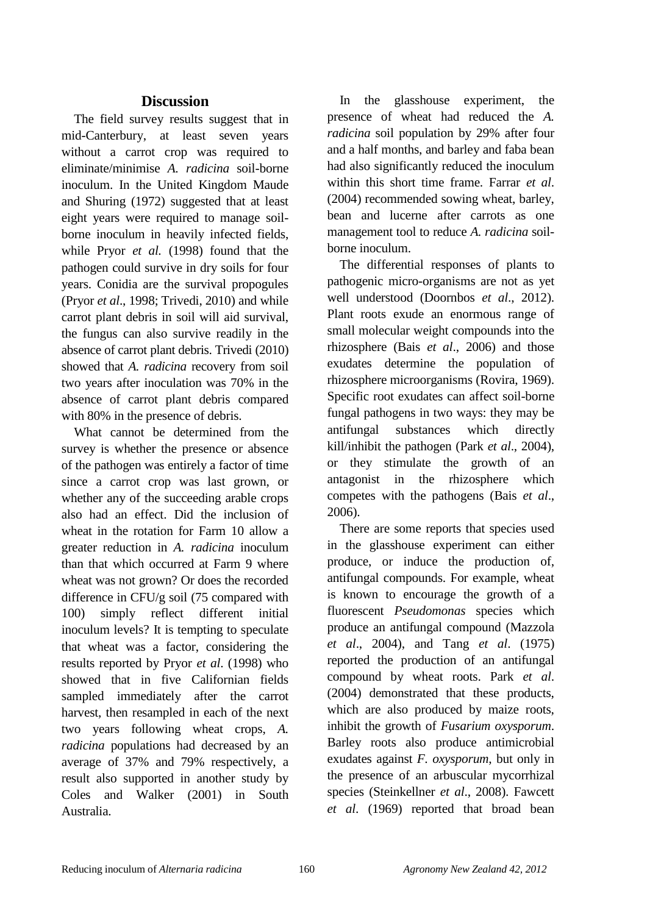## Discussion

The field survey results suggest that in mid-Canterbury, at least seven years without a carrot crop was required to eliminate/minimise *A. radicina* soil-borne inoculum. In the United Kingdom Maude and Shuring (1972) suggested that at least eight years were required to manage soil-borne inoculum in heavily infected fields, while Pryor *et al.* (1998) found that the pathogen could survive in dry soils for four years. Conidia are the survival propogules (Pryor *et al*., 1998; Trivedi, 2010) and while carrot plant debris in soil will aid survival, the fungus can also survive readily in the absence of carrot plant debris. Trivedi (2010) showed that *A. radicina* recovery from soil two years after inoculation was 70% in the absence of carrot plant debris compared with 80% in the presence of debris.

What cannot be determined from the survey is whether the presence or absence of the pathogen was entirely a factor of time since a carrot crop was last grown, or whether any of the succeeding arable crops also had an effect. Did the inclusion of wheat in the rotation for Farm 10 allow a greater reduction in *A. radicina* inoculum than that which occurred at Farm 9 where wheat was not grown? Or does the recorded difference in CFU/g soil (75 compared with 100) simply reflect different initial inoculum levels? It is tempting to speculate that wheat was a factor, considering the results reported by Pryor *et al*. (1998) who showed that in five Californian fields sampled immediately after the carrot harvest, then resampled in each of the next two years following wheat crops, *A. radicina* populations had decreased by an average of 37% and 79% respectively, a result also supported in another study by Coles and Walker (2001) in South Australia.

In the glasshouse experiment, the presence of wheat had reduced the *A. radicina* soil population by 29% after four and a half months, and barley and faba bean had also significantly reduced the inoculum within this short time frame. Farrar *et al*. (2004) recommended sowing wheat, barley, bean and lucerne after carrots as one management tool to reduce *A. radicina* soil-borne inoculum.

The differential responses of plants to pathogenic micro-organisms are not as yet well understood (Doornbos *et al*., 2012). Plant roots exude an enormous range of small molecular weight compounds into the rhizosphere (Bais *et al*., 2006) and those exudates determine the population of rhizosphere microorganisms (Rovira, 1969). Specific root exudates can affect soil-borne fungal pathogens in two ways: they may be antifungal substances which directly kill/inhibit the pathogen (Park *et al*., 2004), or they stimulate the growth of an antagonist in the rhizosphere which competes with the pathogens (Bais *et al*., 2006).

There are some reports that species used in the glasshouse experiment can either produce, or induce the production of, antifungal compounds. For example, wheat is known to encourage the growth of a fluorescent *Pseudomonas* species which produce an antifungal compound (Mazzola *et al*., 2004), and Tang *et al*. (1975) reported the production of an antifungal compound by wheat roots. Park *et al*. (2004) demonstrated that these products, which are also produced by maize roots, inhibit the growth of *Fusarium oxysporum*. Barley roots also produce antimicrobial exudates against *F. oxysporum*, but only in the presence of an arbuscular mycorrhizal species (Steinkellner *et al*., 2008). Fawcett *et al*. (1969) reported that broad bean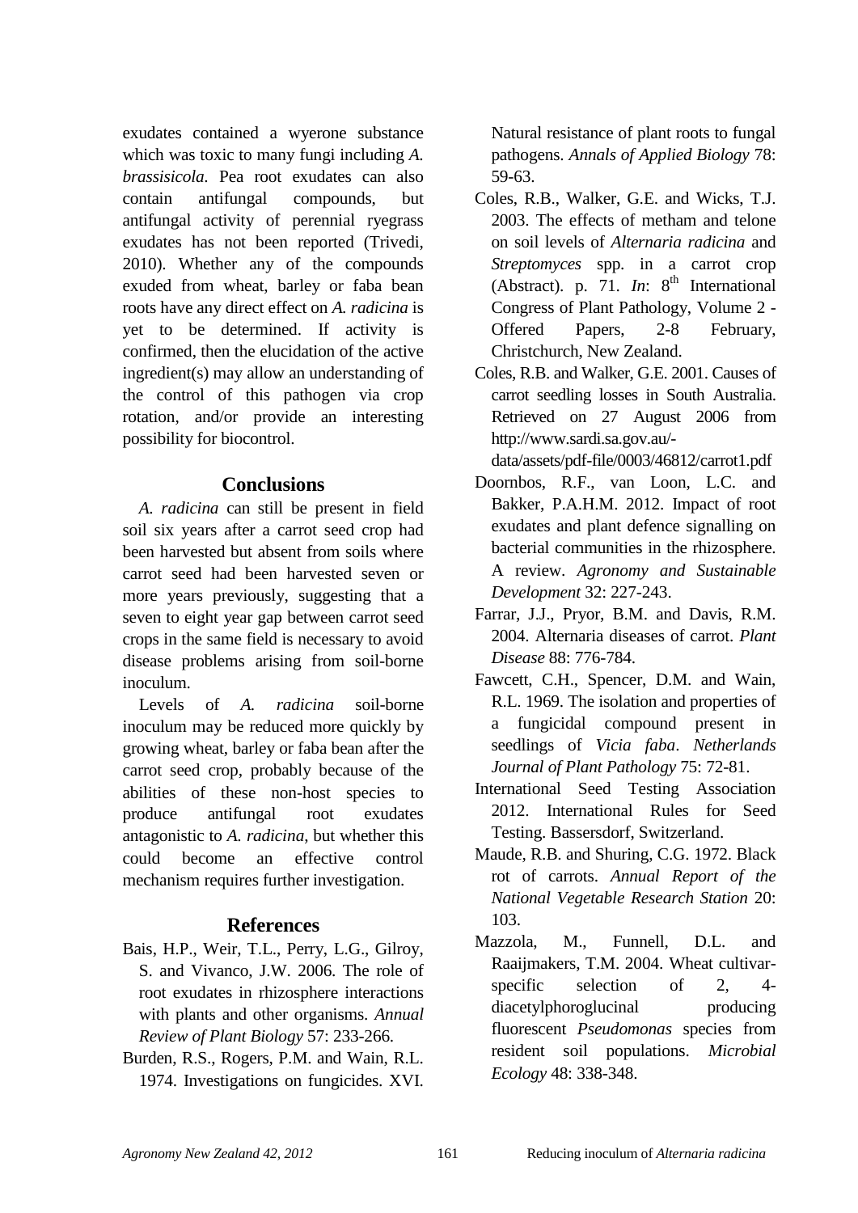exudates contained a wyerone substance which was toxic to many fungi including *A. brassisicola.* Pea root exudates can also contain antifungal compounds, but antifungal activity of perennial ryegrass exudates has not been reported (Trivedi, 2010). Whether any of the compounds exuded from wheat, barley or faba bean roots have any direct effect on *A. radicina* is yet to be determined. If activity is confirmed, then the elucidation of the active ingredient(s) may allow an understanding of the control of this pathogen via crop rotation, and/or provide an interesting possibility for biocontrol.

## Conclusions

*A. radicina* can still be present in field soil six years after a carrot seed crop had been harvested but absent from soils where carrot seed had been harvested seven or more years previously, suggesting that a seven to eight year gap between carrot seed crops in the same field is necessary to avoid disease problems arising from soil-borne inoculum.

Levels of *A. radicina* soil-borne inoculum may be reduced more quickly by growing wheat, barley or faba bean after the carrot seed crop, probably because of the abilities of these non-host species to produce antifungal root exudates antagonistic to *A. radicina*, but whether this could become an effective control mechanism requires further investigation.

## References

Bais, H.P., Weir, T.L., Perry, L.G., Gilroy, S. and Vivanco, J.W. 2006. The role of root exudates in rhizosphere interactions with plants and other organisms. *Annual Review of Plant Biology* 57: 233-266.

Burden, R.S., Rogers, P.M. and Wain, R.L. 1974. Investigations on fungicides. XVI. Natural resistance of plant roots to fungal pathogens. *Annals of Applied Biology* 78: 59-63.

Coles, R.B., Walker, G.E. and Wicks, T.J. 2003. The effects of metham and telone on soil levels of *Alternaria radicina* and *Streptomyces* spp. in a carrot crop (Abstract). p. 71. *In*: 8th International Congress of Plant Pathology, Volume 2 - Offered Papers, 2-8 February, Christchurch, New Zealand.

Coles, R.B. and Walker, G.E. 2001. Causes of carrot seedling losses in South Australia. Retrieved on 27 August 2006 from http://www.sardi.sa.gov.au/-data/assets/pdf-file/0003/46812/carrot1.pdf

Doornbos, R.F., van Loon, L.C. and Bakker, P.A.H.M. 2012. Impact of root exudates and plant defence signalling on bacterial communities in the rhizosphere. A review. *Agronomy and Sustainable Development* 32: 227-243.

Farrar, J.J., Pryor, B.M. and Davis, R.M. 2004. Alternaria diseases of carrot. *Plant Disease* 88: 776-784.

Fawcett, C.H., Spencer, D.M. and Wain, R.L. 1969. The isolation and properties of a fungicidal compound present in seedlings of *Vicia faba*. *Netherlands Journal of Plant Pathology* 75: 72-81.

International Seed Testing Association 2012. International Rules for Seed Testing. Bassersdorf, Switzerland.

Maude, R.B. and Shuring, C.G. 1972. Black rot of carrots. *Annual Report of the National Vegetable Research Station* 20: 103.

Mazzola, M., Funnell, D.L. and Raaijmakers, T.M. 2004. Wheat cultivar-specific selection of 2, 4-diacetylphoroglucinal producing fluorescent *Pseudomonas* species from resident soil populations. *Microbial Ecology* 48: 338-348.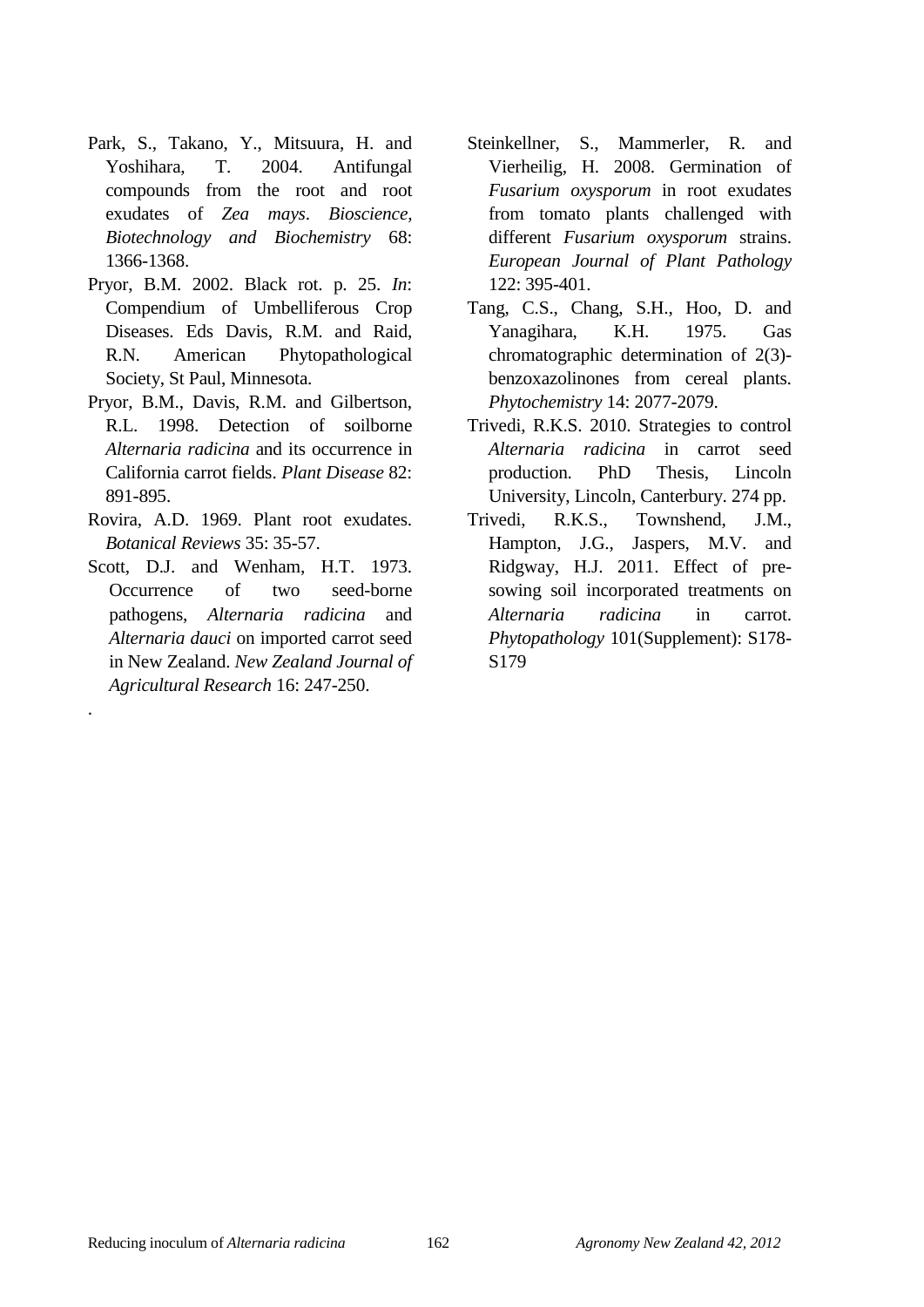Park, S., Takano, Y., Mitsuura, H. and Yoshihara, T. 2004. Antifungal compounds from the root and root exudates of *Zea mays*. *Bioscience, Biotechnology and Biochemistry* 68: 1366-1368.

Pryor, B.M. 2002. Black rot. p. 25. *In*: Compendium of Umbelliferous Crop Diseases. Eds Davis, R.M. and Raid, R.N. American Phytopathological Society, St Paul, Minnesota.

Pryor, B.M., Davis, R.M. and Gilbertson, R.L. 1998. Detection of soilborne *Alternaria radicina* and its occurrence in California carrot fields. *Plant Disease* 82: 891-895.

Rovira, A.D. 1969. Plant root exudates. *Botanical Reviews* 35: 35-57.

Scott, D.J. and Wenham, H.T. 1973. Occurrence of two seed-borne pathogens, *Alternaria radicina* and *Alternaria dauci* on imported carrot seed in New Zealand. *New Zealand Journal of Agricultural Research* 16: 247-250.

.

Steinkellner, S., Mammerler, R. and Vierheilig, H. 2008. Germination of *Fusarium oxysporum* in root exudates from tomato plants challenged with different *Fusarium oxysporum* strains. *European Journal of Plant Pathology* 122: 395-401.

Tang, C.S., Chang, S.H., Hoo, D. and Yanagihara, K.H. 1975. Gas chromatographic determination of 2(3)-benzoxazolinones from cereal plants. *Phytochemistry* 14: 2077-2079.

Trivedi, R.K.S. 2010. Strategies to control *Alternaria radicina* in carrot seed production. PhD Thesis, Lincoln University, Lincoln, Canterbury. 274 pp.

Trivedi, R.K.S., Townshend, J.M., Hampton, J.G., Jaspers, M.V. and Ridgway, H.J. 2011. Effect of pre-sowing soil incorporated treatments on *Alternaria radicina* in carrot. *Phytopathology* 101(Supplement): S178-S179